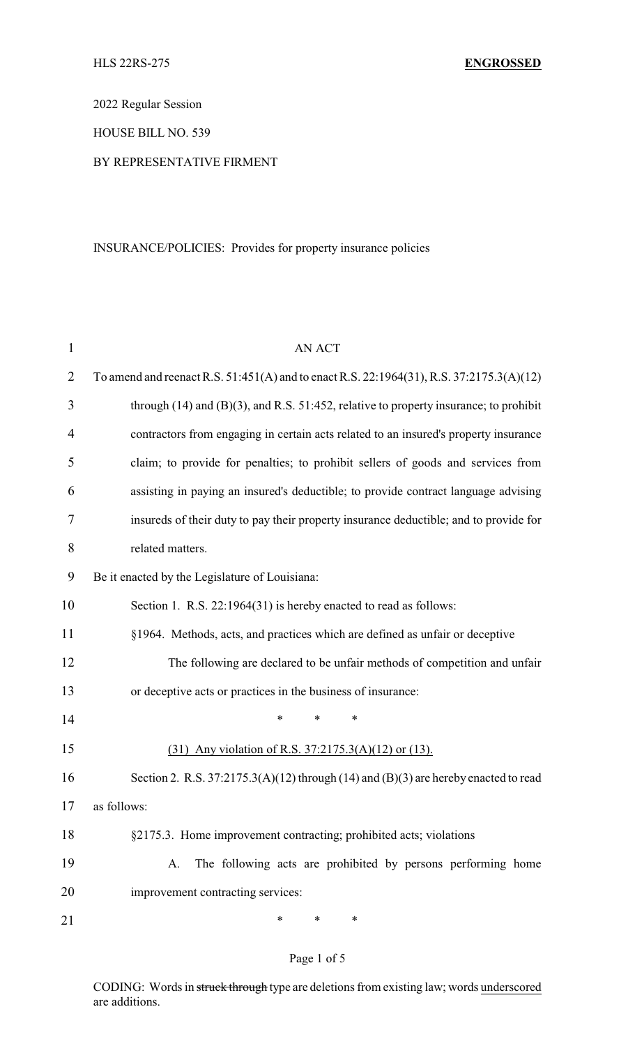HLS 22RS-275 **ENGROSSED**

2022 Regular Session

HOUSE BILL NO. 539

BY REPRESENTATIVE FIRMENT

INSURANCE/POLICIES: Provides for property insurance policies

AN ACT

To amend and reenact R.S. 51:451(A) and to enact R.S. 22:1964(31), R.S. 37:2175.3(A)(12) through (14) and (B)(3), and R.S. 51:452, relative to property insurance; to prohibit contractors from engaging in certain acts related to an insured's property insurance claim; to provide for penalties; to prohibit sellers of goods and services from assisting in paying an insured's deductible; to provide contract language advising insureds of their duty to pay their property insurance deductible; and to provide for related matters.

Be it enacted by the Legislature of Louisiana:

Section 1. R.S. 22:1964(31) is hereby enacted to read as follows:

§1964. Methods, acts, and practices which are defined as unfair or deceptive

The following are declared to be unfair methods of competition and unfair or deceptive acts or practices in the business of insurance:

\* \* \*

<u>(31) Any violation of R.S. 37:2175.3(A)(12) or (13).</u>

Section 2. R.S. 37:2175.3(A)(12) through (14) and (B)(3) are hereby enacted to read as follows:

§2175.3. Home improvement contracting; prohibited acts; violations

A. The following acts are prohibited by persons performing home improvement contracting services:

\* \* \*

CODING: Words in ~~struck through~~ type are deletions from existing law; words <u>underscored</u> are additions.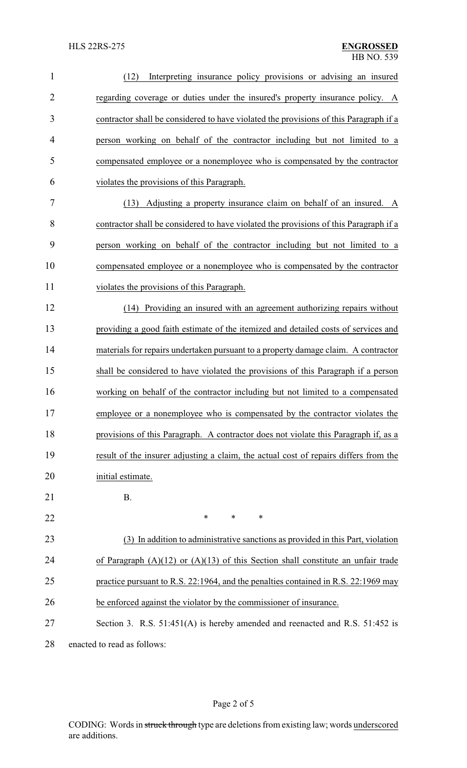(12) Interpreting insurance policy provisions or advising an insured regarding coverage or duties under the insured's property insurance policy. A contractor shall be considered to have violated the provisions of this Paragraph if a person working on behalf of the contractor including but not limited to a compensated employee or a nonemployee who is compensated by the contractor violates the provisions of this Paragraph.

(13) Adjusting a property insurance claim on behalf of an insured. A contractor shall be considered to have violated the provisions of this Paragraph if a person working on behalf of the contractor including but not limited to a compensated employee or a nonemployee who is compensated by the contractor violates the provisions of this Paragraph.

(14) Providing an insured with an agreement authorizing repairs without providing a good faith estimate of the itemized and detailed costs of services and materials for repairs undertaken pursuant to a property damage claim. A contractor shall be considered to have violated the provisions of this Paragraph if a person working on behalf of the contractor including but not limited to a compensated employee or a nonemployee who is compensated by the contractor violates the provisions of this Paragraph. A contractor does not violate this Paragraph if, as a result of the insurer adjusting a claim, the actual cost of repairs differs from the initial estimate.

B.

\* \* \*

(3) In addition to administrative sanctions as provided in this Part, violation of Paragraph (A)(12) or (A)(13) of this Section shall constitute an unfair trade practice pursuant to R.S. 22:1964, and the penalties contained in R.S. 22:1969 may be enforced against the violator by the commissioner of insurance.

Section 3. R.S. 51:451(A) is hereby amended and reenacted and R.S. 51:452 is enacted to read as follows: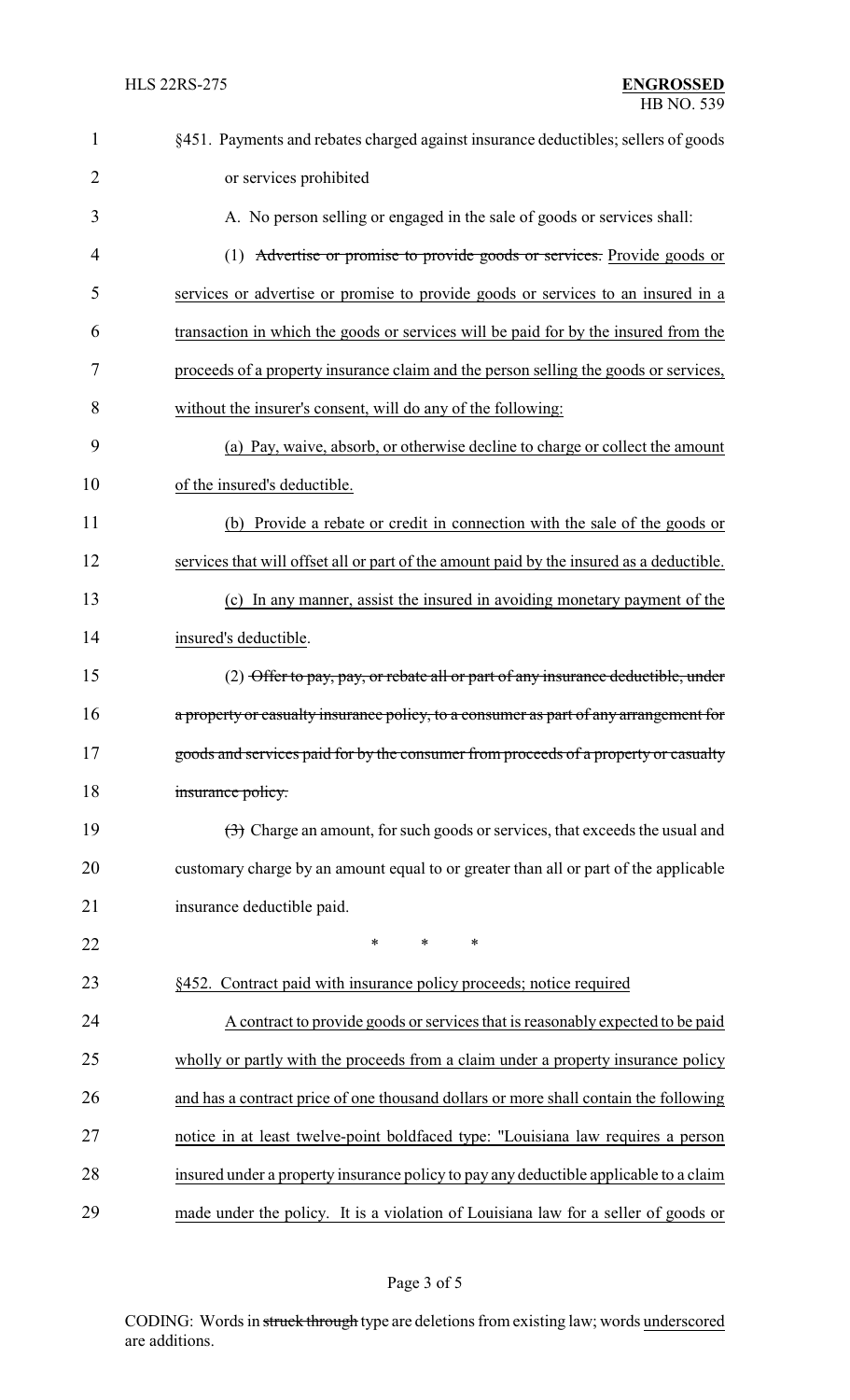§451. Payments and rebates charged against insurance deductibles; sellers of goods or services prohibited

A. No person selling or engaged in the sale of goods or services shall:

(1) ~~Advertise or promise to provide goods or services.~~ Provide goods or services or advertise or promise to provide goods or services to an insured in a transaction in which the goods or services will be paid for by the insured from the proceeds of a property insurance claim and the person selling the goods or services, without the insurer's consent, will do any of the following:

(a) Pay, waive, absorb, or otherwise decline to charge or collect the amount of the insured's deductible.

(b) Provide a rebate or credit in connection with the sale of the goods or services that will offset all or part of the amount paid by the insured as a deductible.

(c) In any manner, assist the insured in avoiding monetary payment of the insured's deductible.

(2) ~~Offer to pay, pay, or rebate all or part of any insurance deductible, under a property or casualty insurance policy, to a consumer as part of any arrangement for goods and services paid for by the consumer from proceeds of a property or casualty insurance policy.~~

~~(3)~~ Charge an amount, for such goods or services, that exceeds the usual and customary charge by an amount equal to or greater than all or part of the applicable insurance deductible paid.

\* \* \*

§452. Contract paid with insurance policy proceeds; notice required

A contract to provide goods or services that is reasonably expected to be paid wholly or partly with the proceeds from a claim under a property insurance policy and has a contract price of one thousand dollars or more shall contain the following notice in at least twelve-point boldfaced type: "Louisiana law requires a person insured under a property insurance policy to pay any deductible applicable to a claim made under the policy. It is a violation of Louisiana law for a seller of goods or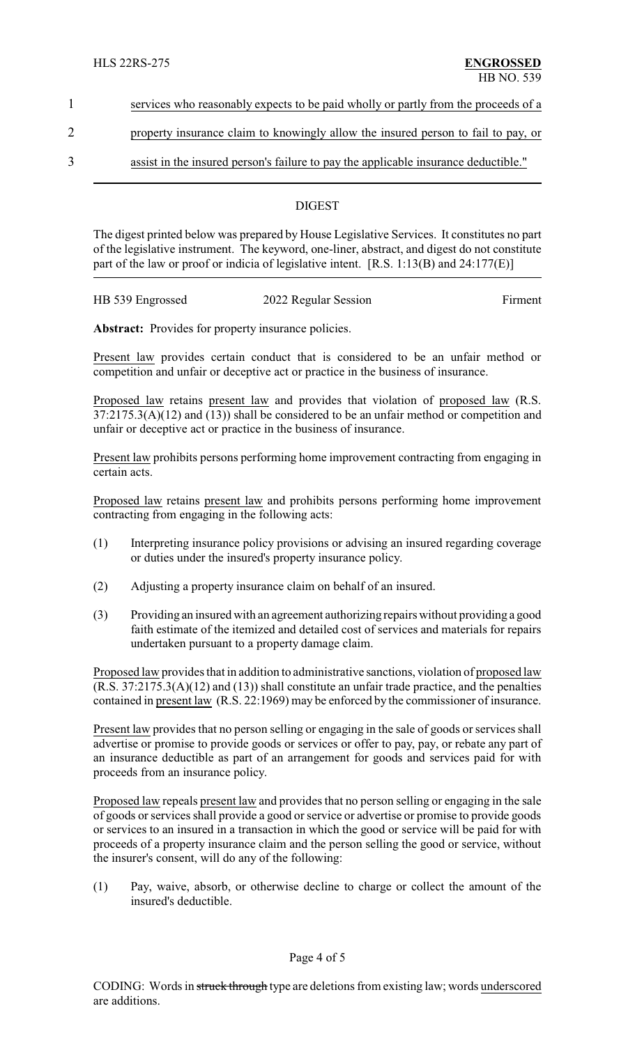services who reasonably expects to be paid wholly or partly from the proceeds of a property insurance claim to knowingly allow the insured person to fail to pay, or assist in the insured person's failure to pay the applicable insurance deductible."

---

DIGEST

The digest printed below was prepared by House Legislative Services. It constitutes no part of the legislative instrument. The keyword, one-liner, abstract, and digest do not constitute part of the law or proof or indicia of legislative intent. [R.S. 1:13(B) and 24:177(E)]

---

HB 539 Engrossed 2022 Regular Session Firment

**Abstract:** Provides for property insurance policies.

Present law provides certain conduct that is considered to be an unfair method or competition and unfair or deceptive act or practice in the business of insurance.

Proposed law retains present law and provides that violation of proposed law (R.S. 37:2175.3(A)(12) and (13)) shall be considered to be an unfair method or competition and unfair or deceptive act or practice in the business of insurance.

Present law prohibits persons performing home improvement contracting from engaging in certain acts.

Proposed law retains present law and prohibits persons performing home improvement contracting from engaging in the following acts:

(1) Interpreting insurance policy provisions or advising an insured regarding coverage or duties under the insured's property insurance policy.

(2) Adjusting a property insurance claim on behalf of an insured.

(3) Providing an insured with an agreement authorizing repairs without providing a good faith estimate of the itemized and detailed cost of services and materials for repairs undertaken pursuant to a property damage claim.

Proposed law provides that in addition to administrative sanctions, violation of proposed law (R.S. 37:2175.3(A)(12) and (13)) shall constitute an unfair trade practice, and the penalties contained in present law (R.S. 22:1969) may be enforced by the commissioner of insurance.

Present law provides that no person selling or engaging in the sale of goods or services shall advertise or promise to provide goods or services or offer to pay, pay, or rebate any part of an insurance deductible as part of an arrangement for goods and services paid for with proceeds from an insurance policy.

Proposed law repeals present law and provides that no person selling or engaging in the sale of goods or services shall provide a good or service or advertise or promise to provide goods or services to an insured in a transaction in which the good or service will be paid for with proceeds of a property insurance claim and the person selling the good or service, without the insurer's consent, will do any of the following:

(1) Pay, waive, absorb, or otherwise decline to charge or collect the amount of the insured's deductible.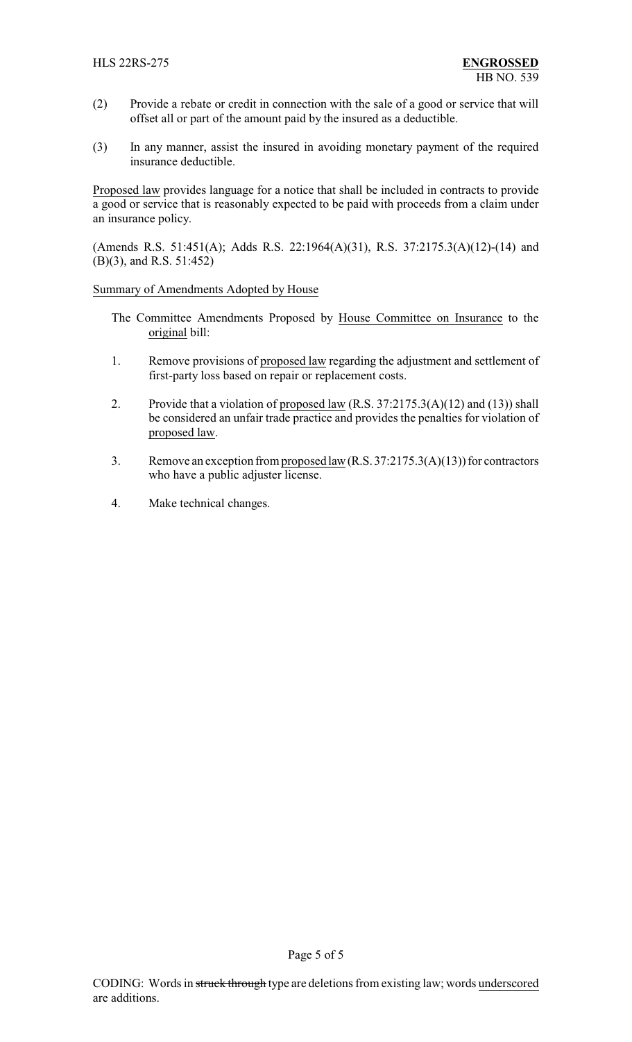(2) Provide a rebate or credit in connection with the sale of a good or service that will offset all or part of the amount paid by the insured as a deductible.

(3) In any manner, assist the insured in avoiding monetary payment of the required insurance deductible.

Proposed law provides language for a notice that shall be included in contracts to provide a good or service that is reasonably expected to be paid with proceeds from a claim under an insurance policy.

(Amends R.S. 51:451(A); Adds R.S. 22:1964(A)(31), R.S. 37:2175.3(A)(12)-(14) and (B)(3), and R.S. 51:452)

Summary of Amendments Adopted by House

The Committee Amendments Proposed by House Committee on Insurance to the original bill:

1. Remove provisions of proposed law regarding the adjustment and settlement of first-party loss based on repair or replacement costs.

2. Provide that a violation of proposed law (R.S. 37:2175.3(A)(12) and (13)) shall be considered an unfair trade practice and provides the penalties for violation of proposed law.

3. Remove an exception from proposed law (R.S. 37:2175.3(A)(13)) for contractors who have a public adjuster license.

4. Make technical changes.

CODING: Words in ~~struck through~~ type are deletions from existing law; words underscored are additions.